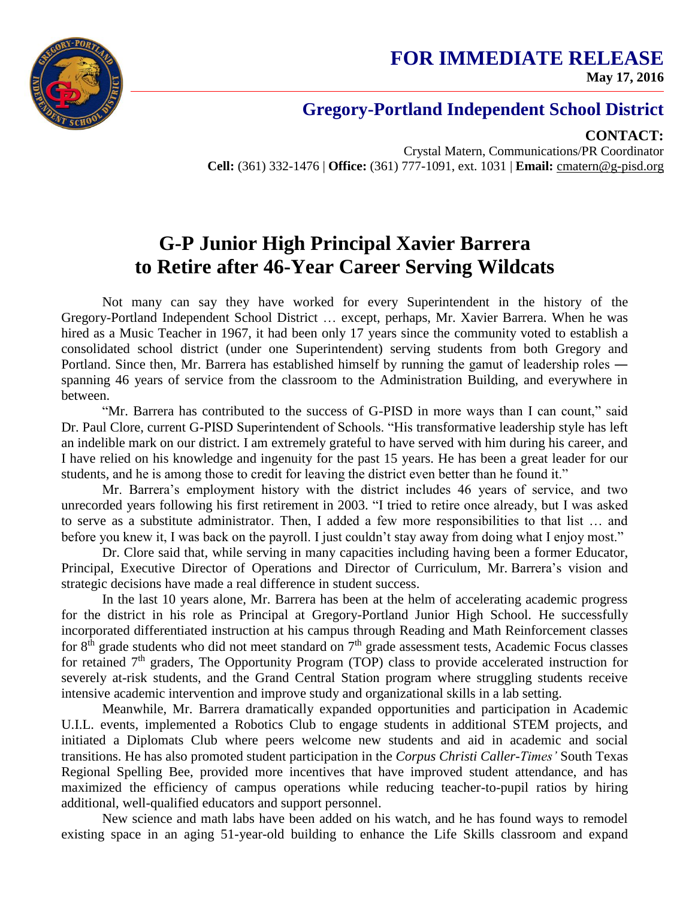# FOR IMMEDIATE RELEASE

**May 17, 2016**

## Gregory-Portland Independent School District

**CONTACT:**
Crystal Matern, Communications/PR Coordinator
**Cell:** (361) 332-1476 | **Office:** (361) 777-1091, ext. 1031 | **Email:** cmatern@g-pisd.org

# G-P Junior High Principal Xavier Barrera to Retire after 46-Year Career Serving Wildcats

Not many can say they have worked for every Superintendent in the history of the Gregory-Portland Independent School District … except, perhaps, Mr. Xavier Barrera. When he was hired as a Music Teacher in 1967, it had been only 17 years since the community voted to establish a consolidated school district (under one Superintendent) serving students from both Gregory and Portland. Since then, Mr. Barrera has established himself by running the gamut of leadership roles ― spanning 46 years of service from the classroom to the Administration Building, and everywhere in between.

"Mr. Barrera has contributed to the success of G-PISD in more ways than I can count," said Dr. Paul Clore, current G-PISD Superintendent of Schools. "His transformative leadership style has left an indelible mark on our district. I am extremely grateful to have served with him during his career, and I have relied on his knowledge and ingenuity for the past 15 years. He has been a great leader for our students, and he is among those to credit for leaving the district even better than he found it."

Mr. Barrera's employment history with the district includes 46 years of service, and two unrecorded years following his first retirement in 2003. "I tried to retire once already, but I was asked to serve as a substitute administrator. Then, I added a few more responsibilities to that list … and before you knew it, I was back on the payroll. I just couldn't stay away from doing what I enjoy most."

Dr. Clore said that, while serving in many capacities including having been a former Educator, Principal, Executive Director of Operations and Director of Curriculum, Mr. Barrera's vision and strategic decisions have made a real difference in student success.

In the last 10 years alone, Mr. Barrera has been at the helm of accelerating academic progress for the district in his role as Principal at Gregory-Portland Junior High School. He successfully incorporated differentiated instruction at his campus through Reading and Math Reinforcement classes for 8th grade students who did not meet standard on 7th grade assessment tests, Academic Focus classes for retained 7th graders, The Opportunity Program (TOP) class to provide accelerated instruction for severely at-risk students, and the Grand Central Station program where struggling students receive intensive academic intervention and improve study and organizational skills in a lab setting.

Meanwhile, Mr. Barrera dramatically expanded opportunities and participation in Academic U.I.L. events, implemented a Robotics Club to engage students in additional STEM projects, and initiated a Diplomats Club where peers welcome new students and aid in academic and social transitions. He has also promoted student participation in the *Corpus Christi Caller-Times'* South Texas Regional Spelling Bee, provided more incentives that have improved student attendance, and has maximized the efficiency of campus operations while reducing teacher-to-pupil ratios by hiring additional, well-qualified educators and support personnel.

New science and math labs have been added on his watch, and he has found ways to remodel existing space in an aging 51-year-old building to enhance the Life Skills classroom and expand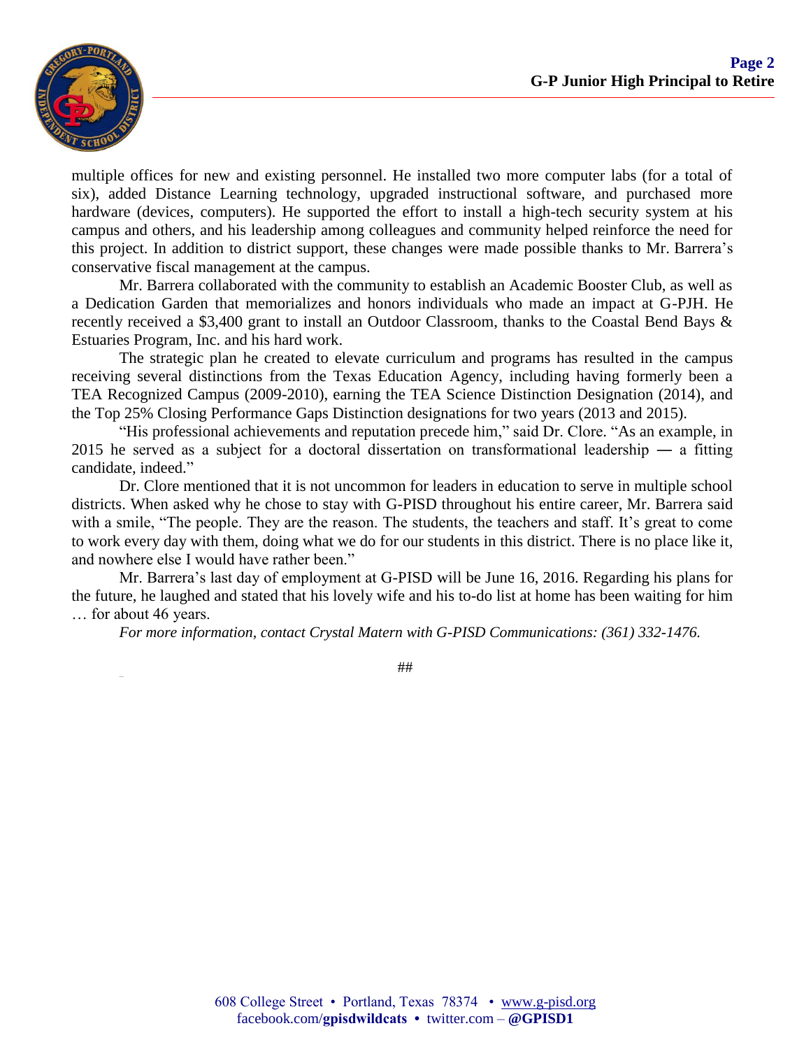multiple offices for new and existing personnel. He installed two more computer labs (for a total of six), added Distance Learning technology, upgraded instructional software, and purchased more hardware (devices, computers). He supported the effort to install a high-tech security system at his campus and others, and his leadership among colleagues and community helped reinforce the need for this project. In addition to district support, these changes were made possible thanks to Mr. Barrera's conservative fiscal management at the campus.

Mr. Barrera collaborated with the community to establish an Academic Booster Club, as well as a Dedication Garden that memorializes and honors individuals who made an impact at G-PJH. He recently received a $3,400 grant to install an Outdoor Classroom, thanks to the Coastal Bend Bays & Estuaries Program, Inc. and his hard work.

The strategic plan he created to elevate curriculum and programs has resulted in the campus receiving several distinctions from the Texas Education Agency, including having formerly been a TEA Recognized Campus (2009-2010), earning the TEA Science Distinction Designation (2014), and the Top 25% Closing Performance Gaps Distinction designations for two years (2013 and 2015).

"His professional achievements and reputation precede him," said Dr. Clore. "As an example, in 2015 he served as a subject for a doctoral dissertation on transformational leadership — a fitting candidate, indeed."

Dr. Clore mentioned that it is not uncommon for leaders in education to serve in multiple school districts. When asked why he chose to stay with G-PISD throughout his entire career, Mr. Barrera said with a smile, "The people. They are the reason. The students, the teachers and staff. It's great to come to work every day with them, doing what we do for our students in this district. There is no place like it, and nowhere else I would have rather been."

Mr. Barrera's last day of employment at G-PISD will be June 16, 2016. Regarding his plans for the future, he laughed and stated that his lovely wife and his to-do list at home has been waiting for him … for about 46 years.

*For more information, contact Crystal Matern with G-PISD Communications: (361) 332-1476.*

##

608 College Street • Portland, Texas 78374 • www.g-pisd.org
facebook.com/**gpisdwildcats** • twitter.com – **@GPISD1**